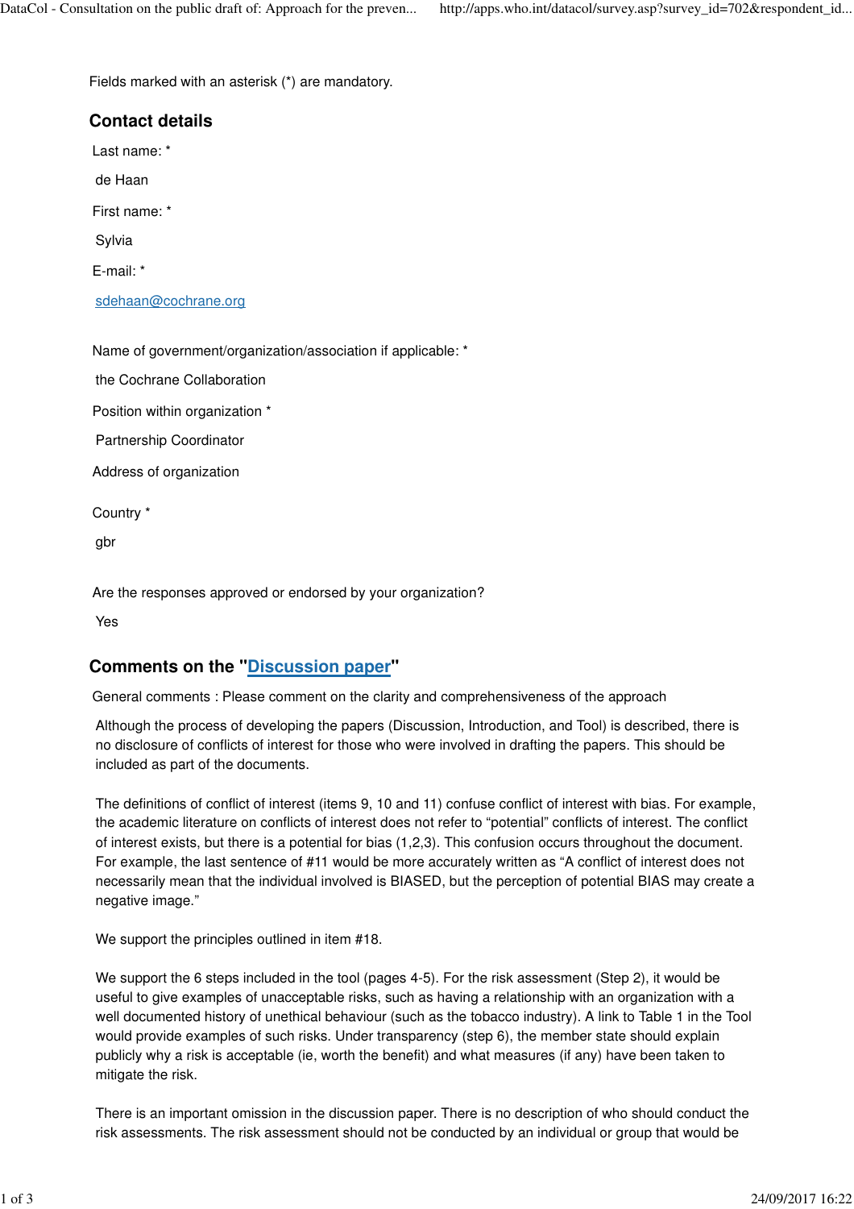Fields marked with an asterisk (*) are mandatory.

## Contact details

Last name: *

de Haan

First name: *

Sylvia

E-mail: *

sdehaan@cochrane.org

Name of government/organization/association if applicable: *

the Cochrane Collaboration

Position within organization *

Partnership Coordinator

Address of organization

Country *

gbr

Are the responses approved or endorsed by your organization?

Yes

## Comments on the "Discussion paper"

General comments : Please comment on the clarity and comprehensiveness of the approach

Although the process of developing the papers (Discussion, Introduction, and Tool) is described, there is no disclosure of conflicts of interest for those who were involved in drafting the papers. This should be included as part of the documents.

The definitions of conflict of interest (items 9, 10 and 11) confuse conflict of interest with bias. For example, the academic literature on conflicts of interest does not refer to "potential" conflicts of interest. The conflict of interest exists, but there is a potential for bias (1,2,3). This confusion occurs throughout the document. For example, the last sentence of #11 would be more accurately written as "A conflict of interest does not necessarily mean that the individual involved is BIASED, but the perception of potential BIAS may create a negative image."

We support the principles outlined in item #18.

We support the 6 steps included in the tool (pages 4-5). For the risk assessment (Step 2), it would be useful to give examples of unacceptable risks, such as having a relationship with an organization with a well documented history of unethical behaviour (such as the tobacco industry). A link to Table 1 in the Tool would provide examples of such risks. Under transparency (step 6), the member state should explain publicly why a risk is acceptable (ie, worth the benefit) and what measures (if any) have been taken to mitigate the risk.

There is an important omission in the discussion paper. There is no description of who should conduct the risk assessments. The risk assessment should not be conducted by an individual or group that would be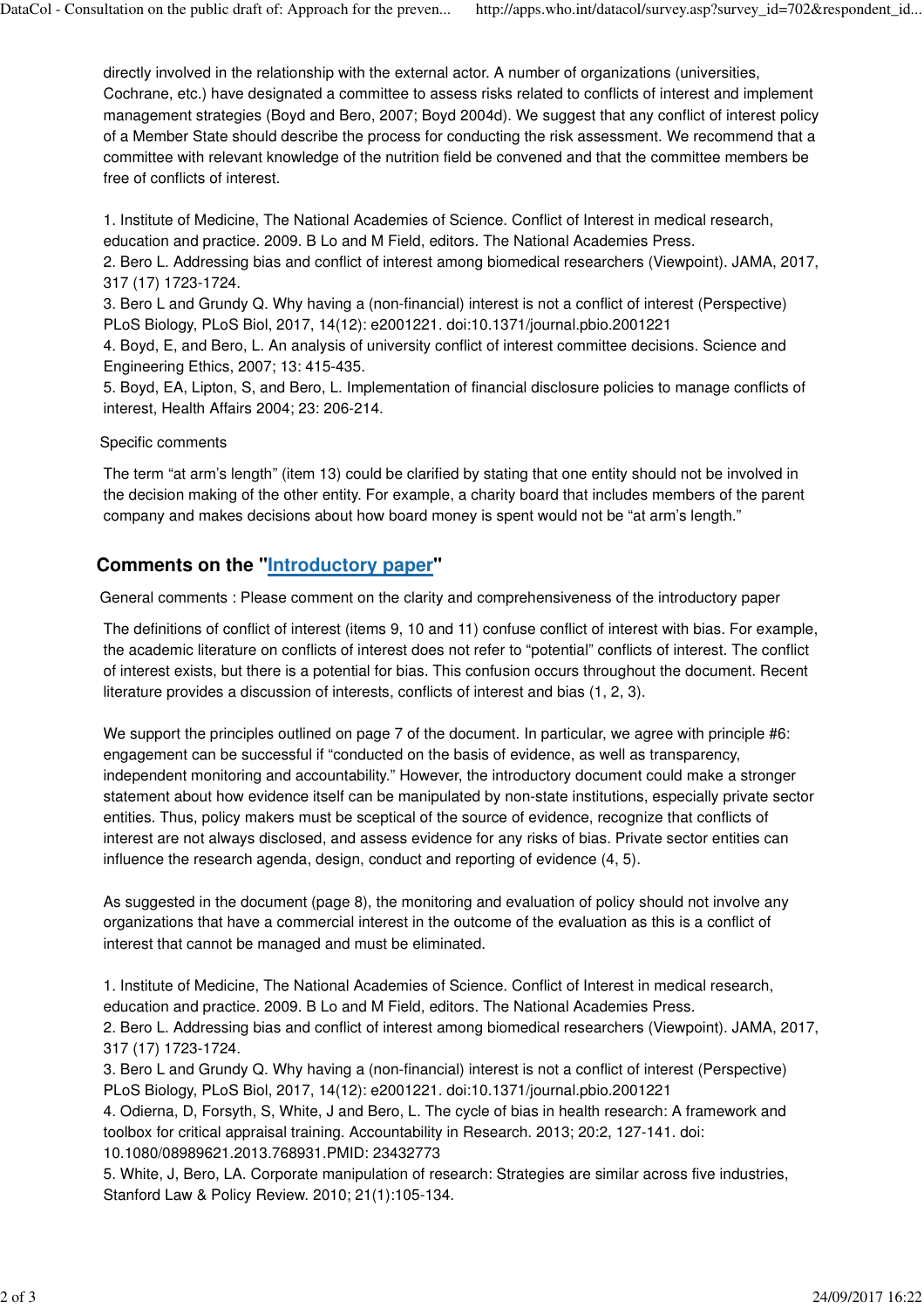directly involved in the relationship with the external actor. A number of organizations (universities, Cochrane, etc.) have designated a committee to assess risks related to conflicts of interest and implement management strategies (Boyd and Bero, 2007; Boyd 2004d). We suggest that any conflict of interest policy of a Member State should describe the process for conducting the risk assessment. We recommend that a committee with relevant knowledge of the nutrition field be convened and that the committee members be free of conflicts of interest.

1. Institute of Medicine, The National Academies of Science. Conflict of Interest in medical research, education and practice. 2009. B Lo and M Field, editors. The National Academies Press.
2. Bero L. Addressing bias and conflict of interest among biomedical researchers (Viewpoint). JAMA, 2017, 317 (17) 1723-1724.
3. Bero L and Grundy Q. Why having a (non-financial) interest is not a conflict of interest (Perspective) PLoS Biology, PLoS Biol, 2017, 14(12): e2001221. doi:10.1371/journal.pbio.2001221
4. Boyd, E, and Bero, L. An analysis of university conflict of interest committee decisions. Science and Engineering Ethics, 2007; 13: 415-435.
5. Boyd, EA, Lipton, S, and Bero, L. Implementation of financial disclosure policies to manage conflicts of interest, Health Affairs 2004; 23: 206-214.

Specific comments

The term "at arm's length" (item 13) could be clarified by stating that one entity should not be involved in the decision making of the other entity. For example, a charity board that includes members of the parent company and makes decisions about how board money is spent would not be "at arm's length."

## Comments on the "Introductory paper"

General comments : Please comment on the clarity and comprehensiveness of the introductory paper

The definitions of conflict of interest (items 9, 10 and 11) confuse conflict of interest with bias. For example, the academic literature on conflicts of interest does not refer to "potential" conflicts of interest. The conflict of interest exists, but there is a potential for bias. This confusion occurs throughout the document. Recent literature provides a discussion of interests, conflicts of interest and bias (1, 2, 3).

We support the principles outlined on page 7 of the document. In particular, we agree with principle #6: engagement can be successful if "conducted on the basis of evidence, as well as transparency, independent monitoring and accountability." However, the introductory document could make a stronger statement about how evidence itself can be manipulated by non-state institutions, especially private sector entities. Thus, policy makers must be sceptical of the source of evidence, recognize that conflicts of interest are not always disclosed, and assess evidence for any risks of bias. Private sector entities can influence the research agenda, design, conduct and reporting of evidence (4, 5).

As suggested in the document (page 8), the monitoring and evaluation of policy should not involve any organizations that have a commercial interest in the outcome of the evaluation as this is a conflict of interest that cannot be managed and must be eliminated.

1. Institute of Medicine, The National Academies of Science. Conflict of Interest in medical research, education and practice. 2009. B Lo and M Field, editors. The National Academies Press.
2. Bero L. Addressing bias and conflict of interest among biomedical researchers (Viewpoint). JAMA, 2017, 317 (17) 1723-1724.
3. Bero L and Grundy Q. Why having a (non-financial) interest is not a conflict of interest (Perspective) PLoS Biology, PLoS Biol, 2017, 14(12): e2001221. doi:10.1371/journal.pbio.2001221
4. Odierna, D, Forsyth, S, White, J and Bero, L. The cycle of bias in health research: A framework and toolbox for critical appraisal training. Accountability in Research. 2013; 20:2, 127-141. doi: 10.1080/08989621.2013.768931.PMID: 23432773
5. White, J, Bero, LA. Corporate manipulation of research: Strategies are similar across five industries, Stanford Law & Policy Review. 2010; 21(1):105-134.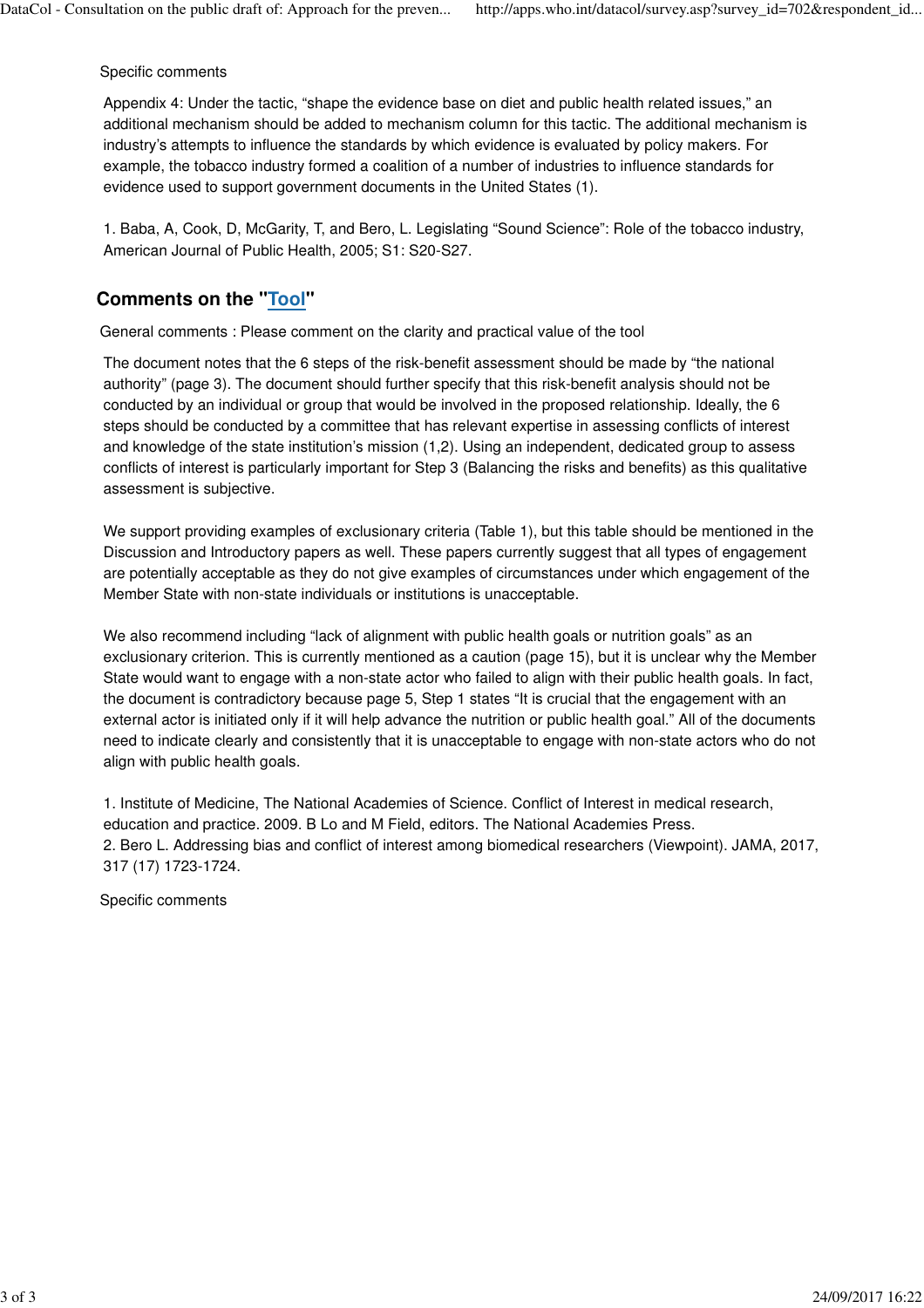Specific comments

Appendix 4: Under the tactic, “shape the evidence base on diet and public health related issues,” an additional mechanism should be added to mechanism column for this tactic. The additional mechanism is industry’s attempts to influence the standards by which evidence is evaluated by policy makers. For example, the tobacco industry formed a coalition of a number of industries to influence standards for evidence used to support government documents in the United States (1).

1. Baba, A, Cook, D, McGarity, T, and Bero, L. Legislating “Sound Science”: Role of the tobacco industry, American Journal of Public Health, 2005; S1: S20-S27.

## Comments on the "Tool"

General comments : Please comment on the clarity and practical value of the tool

The document notes that the 6 steps of the risk-benefit assessment should be made by “the national authority” (page 3). The document should further specify that this risk-benefit analysis should not be conducted by an individual or group that would be involved in the proposed relationship. Ideally, the 6 steps should be conducted by a committee that has relevant expertise in assessing conflicts of interest and knowledge of the state institution’s mission (1,2). Using an independent, dedicated group to assess conflicts of interest is particularly important for Step 3 (Balancing the risks and benefits) as this qualitative assessment is subjective.

We support providing examples of exclusionary criteria (Table 1), but this table should be mentioned in the Discussion and Introductory papers as well. These papers currently suggest that all types of engagement are potentially acceptable as they do not give examples of circumstances under which engagement of the Member State with non-state individuals or institutions is unacceptable.

We also recommend including “lack of alignment with public health goals or nutrition goals” as an exclusionary criterion. This is currently mentioned as a caution (page 15), but it is unclear why the Member State would want to engage with a non-state actor who failed to align with their public health goals. In fact, the document is contradictory because page 5, Step 1 states “It is crucial that the engagement with an external actor is initiated only if it will help advance the nutrition or public health goal.” All of the documents need to indicate clearly and consistently that it is unacceptable to engage with non-state actors who do not align with public health goals.

1. Institute of Medicine, The National Academies of Science. Conflict of Interest in medical research, education and practice. 2009. B Lo and M Field, editors. The National Academies Press.
2. Bero L. Addressing bias and conflict of interest among biomedical researchers (Viewpoint). JAMA, 2017, 317 (17) 1723-1724.

Specific comments